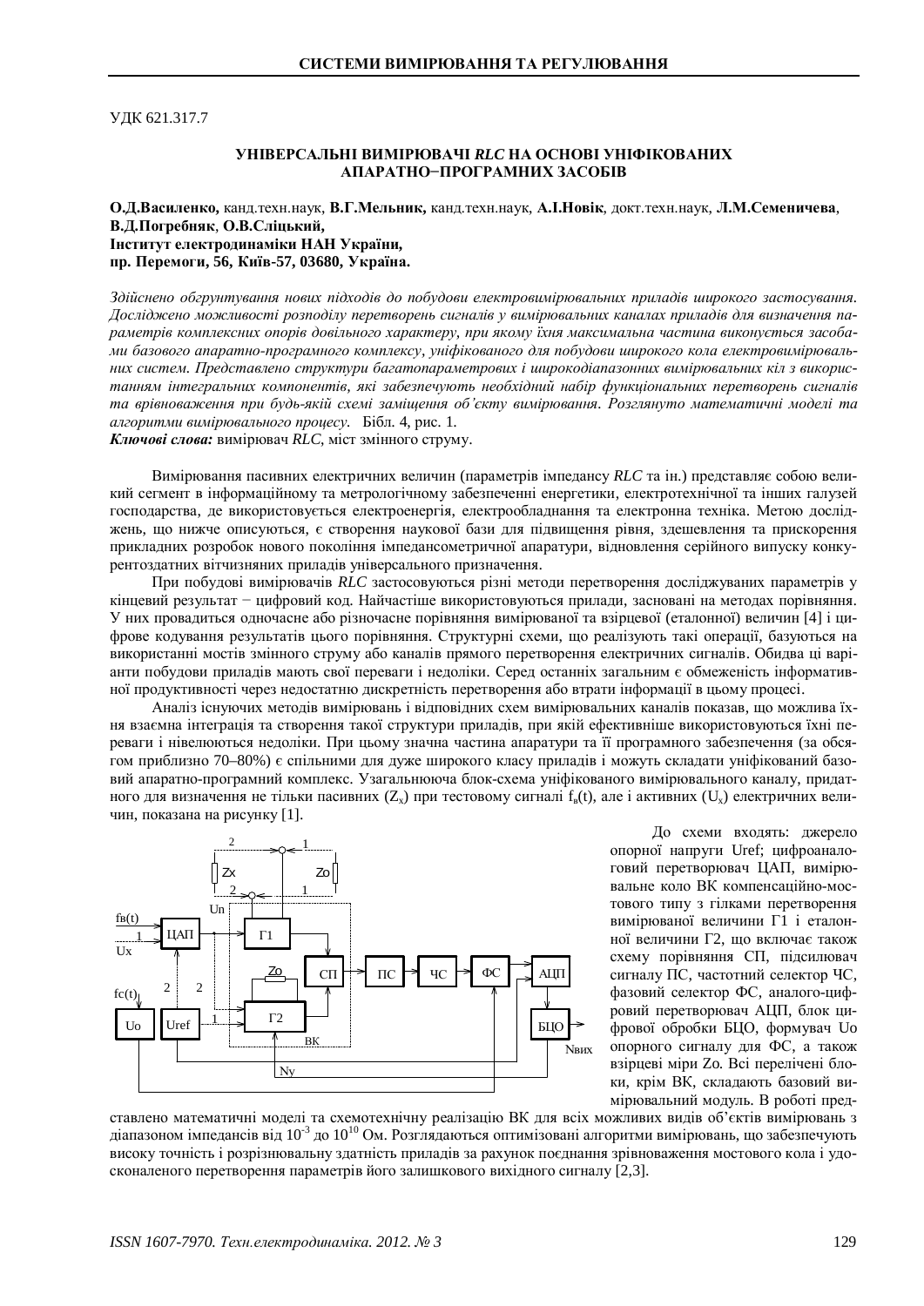УДК 621.317.7

## УНІВЕРСАЛЬНІ ВИМІРЮВАЧІ *RLC* НА ОСНОВІ УНІФІКОВАНИХ АПАРАТНО–ПРОГРАМНИХ ЗАСОБІВ

**О.Д.Василенко,** канд.техн.наук, **В.Г.Мельник,** канд.техн.наук, **А.І.Новік**, докт.техн.наук, **Л.М.Семеничева**, **В.Д.Погребняк**, **О.В.Сліцький,**
**Інститут електродинаміки НАН України,**
**пр. Перемоги, 56, Київ-57, 03680, Україна.**

*Здійснено обґрунтування нових підходів до побудови електровимірювальних приладів широкого застосування. Досліджено можливості розподілу перетворень сигналів у вимірювальних каналах приладів для визначення параметрів комплексних опорів довільного характеру, при якому їхня максимальна частина виконується засобами базового апаратно-програмного комплексу, уніфікованого для побудови широкого кола електровимірювальних систем. Представлено структури багатопараметрових і широкодіапазонних вимірювальних кіл з використанням інтегральних компонентів, які забезпечують необхідний набір функціональних перетворень сигналів та врівноваження при будь-якій схемі заміщення об'єкту вимірювання. Розглянуто математичні моделі та алгоритми вимірювального процесу.* Бібл. 4, рис. 1.

***Ключові слова:*** вимірювач *RLC*, міст змінного струму.

Вимірювання пасивних електричних величин (параметрів імпедансу *RLC* та ін.) представляє собою великий сегмент в інформаційному та метрологічному забезпеченні енергетики, електротехнічної та інших галузей господарства, де використовується електроенергія, електрообладнання та електронна техніка. Метою досліджень, що нижче описуються, є створення наукової бази для підвищення рівня, здешевлення та прискорення прикладних розробок нового покоління імпедансометричної апаратури, відновлення серійного випуску конкурентоздатних вітчизняних приладів універсального призначення.

При побудові вимірювачів *RLC* застосовуються різні методи перетворення досліджуваних параметрів у кінцевий результат − цифровий код. Найчастіше використовуються прилади, засновані на методах порівняння. У них провадиться одночасне або різночасне порівняння вимірюваної та взірцевої (еталонної) величин [4] і цифрове кодування результатів цього порівняння. Структурні схеми, що реалізують такі операції, базуються на використанні мостів змінного струму або каналів прямого перетворення електричних сигналів. Обидва ці варіанти побудови приладів мають свої переваги і недоліки. Серед останніх загальним є обмеженість інформативної продуктивності через недостатню дискретність перетворення або втрати інформації в цьому процесі.

Аналіз існуючих методів вимірювань і відповідних схем вимірювальних каналів показав, що можлива їхня взаємна інтеграція та створення такої структури приладів, при якій ефективніше використовуються їхні переваги і нівелюються недоліки. При цьому значна частина апаратури та її програмного забезпечення (за обсягом приблизно 70–80%) є спільними для дуже широкого класу приладів і можуть складати уніфікований базовий апаратно-програмний комплекс. Узагальнююча блок-схема уніфікованого вимірювального каналу, придатного для визначення не тільки пасивних ($Z_x$) при тестовому сигналі $f_в(t)$, але і активних ($U_x$) електричних величин, показана на рисунку [1].

До схеми входять: джерело опорної напруги Uref; цифроаналоговий перетворювач ЦАП, вимірювальне коло ВК компенсаційно-мостового типу з гілками перетворення вимірюваної величини Г1 і еталонної величини Г2, що включає також схему порівняння СП, підсилювач сигналу ПС, частотний селектор ЧС, фазовий селектор ФС, аналого-цифровий перетворювач АЦП, блок цифрової обробки БЦО, формувач Uo опорного сигналу для ФС, а також взірцеві міри Zo. Всі перелічені блоки, крім ВК, складають базовий вимірювальний модуль. В роботі представлено математичні моделі та схемотехнічну реалізацію ВК для всіх можливих видів об'єктів вимірювань з діапазоном імпедансів від $10^{-3}$ до $10^{10}$ Ом. Розглядаються оптимізовані алгоритми вимірювань, що забезпечують високу точність і розрізнювальну здатність приладів за рахунок поєднання зрівноваження мостового кола і удосконаленого перетворення параметрів його залишкового вихідного сигналу [2,3].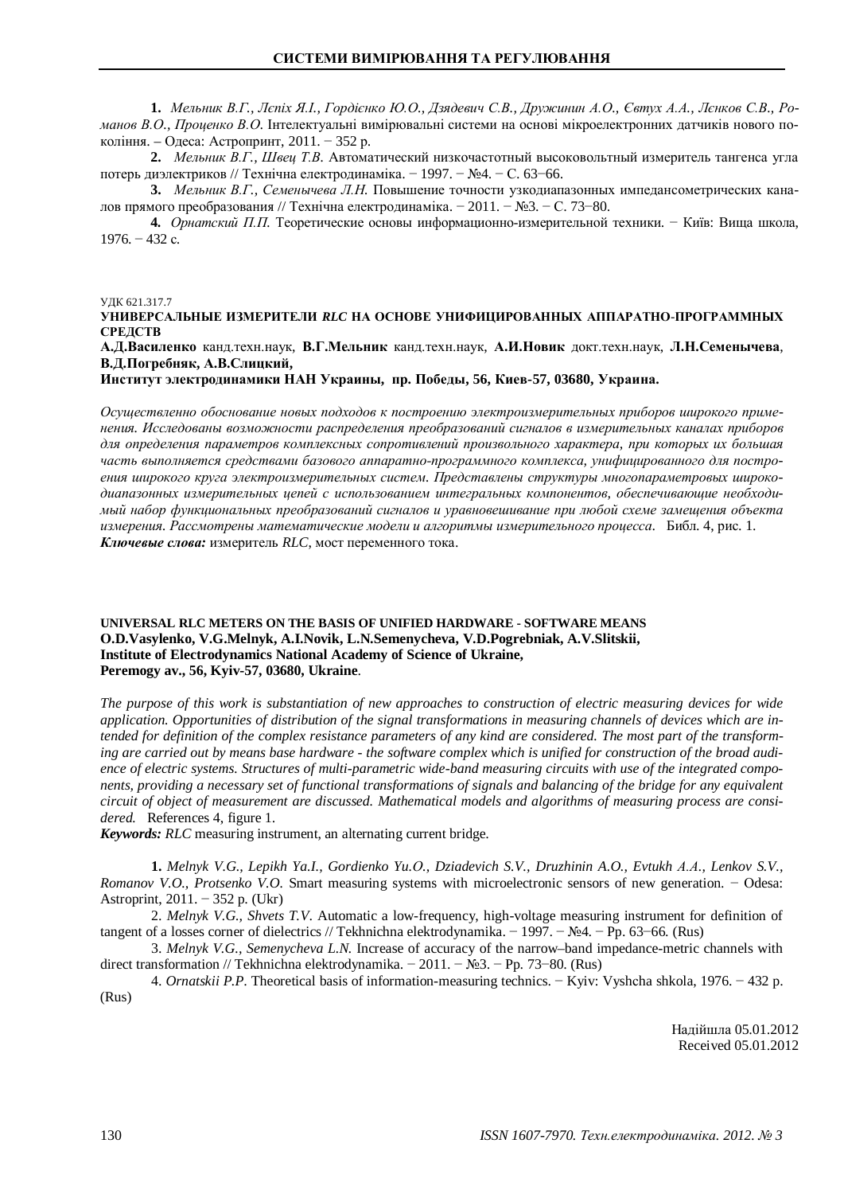**1.** *Мельник В.Г., Лєпіх Я.І., Гордієнко Ю.О., Дзядевич С.В., Дружинин А.О., Євтух А.А., Лєнков С.В., Романов В.О., Проценко В.О.* Інтелектуальні вимірювальні системи на основі мікроелектронних датчиків нового покоління. – Одеса: Астропринт, 2011. − 352 р.

**2.** *Мельник В.Г., Швец Т.В.* Автоматический низкочастотный высоковольтный измеритель тангенса угла потерь диэлектриков // Технічна електродинаміка. − 1997. − №4. − С. 63−66.

**3.** *Мельник В.Г., Семенычева Л.Н.* Повышение точности узкодиапазонных импедансометрических каналов прямого преобразования // Технічна електродинаміка. − 2011. − №3. − С. 73−80.

**4.** *Орнатский П.П.* Теоретические основы информационно-измерительной техники. − Київ: Вища школа, 1976. − 432 с.

УДК 621.317.7

**УНИВЕРСАЛЬНЫЕ ИЗМЕРИТЕЛИ *RLC* НА ОСНОВЕ УНИФИЦИРОВАННЫХ АППАРАТНО-ПРОГРАММНЫХ СРЕДСТВ**

**А.Д.Василенко** канд.техн.наук, **В.Г.Мельник** канд.техн.наук, **А.И.Новик** докт.техн.наук, **Л.Н.Семенычева**, **В.Д.Погребняк, А.В.Слицкий,**

**Институт электродинамики НАН Украины, пр. Победы, 56, Киев-57, 03680, Украина.**

*Осуществлено обоснование новых подходов к построению электроизмерительных приборов широкого применения. Исследованы возможности распределения преобразований сигналов в измерительных каналах приборов для определения параметров комплексных сопротивлений произвольного характера, при которых их большая часть выполняется средствами базового аппаратно-программного комплекса, унифицированного для построения широкого круга электроизмерительных систем. Представлены структуры многопараметровых широкодиапазонных измерительных цепей с использованием интегральных компонентов, обеспечивающие необходимый набор функциональных преобразований сигналов и уравновешивание при любой схеме замещения объекта измерения. Рассмотрены математические модели и алгоритмы измерительного процесса.* Библ. 4, рис. 1.

***Ключевые слова:*** измеритель *RLC*, мост переменного тока.

**UNIVERSAL RLC METERS ON THE BASIS OF UNIFIED HARDWARE - SOFTWARE MEANS**

**O.D.Vasylenko, V.G.Melnyk, A.I.Novik, L.N.Semenycheva, V.D.Pogrebniak, A.V.Slitskii,**

**Institute of Electrodynamics National Academy of Science of Ukraine,**

**Peremogy av., 56, Kyiv-57, 03680, Ukraine**.

*The purpose of this work is substantiation of new approaches to construction of electric measuring devices for wide application. Opportunities of distribution of the signal transformations in measuring channels of devices which are intended for definition of the complex resistance parameters of any kind are considered. The most part of the transforming are carried out by means base hardware - the software complex which is unified for construction of the broad audience of electric systems. Structures of multi-parametric wide-band measuring circuits with use of the integrated components, providing a necessary set of functional transformations of signals and balancing of the bridge for any equivalent circuit of object of measurement are discussed. Mathematical models and algorithms of measuring process are considered.* References 4, figure 1.

***Keywords:*** *RLC* measuring instrument, an alternating current bridge.

**1.** *Melnyk V.G., Lepikh Ya.I., Gordienko Yu.O., Dziadevich S.V., Druzhinin A.O., Evtukh A.A., Lenkov S.V., Romanov V.O., Protsenko V.O.* Smart measuring systems with microelectronic sensors of new generation. − Odesa: Astroprint, 2011. − 352 p. (Ukr)

2. *Melnyk V.G., Shvets T.V.* Automatic a low-frequency, high-voltage measuring instrument for definition of tangent of a losses corner of dielectrics // Tekhnichna elektrodynamika. − 1997. − №4. − Pp. 63−66. (Rus)

3. *Melnyk V.G., Semenycheva L.N.* Increase of accuracy of the narrow–band impedance-metric channels with direct transformation // Tekhnichna elektrodynamika. − 2011. − №3. − Pp. 73−80. (Rus)

4. *Ornatskii P.P.* Theoretical basis of information-measuring technics. − Kyiv: Vyshcha shkola, 1976. − 432 p. (Rus)

Надійшла 05.01.2012
Received 05.01.2012